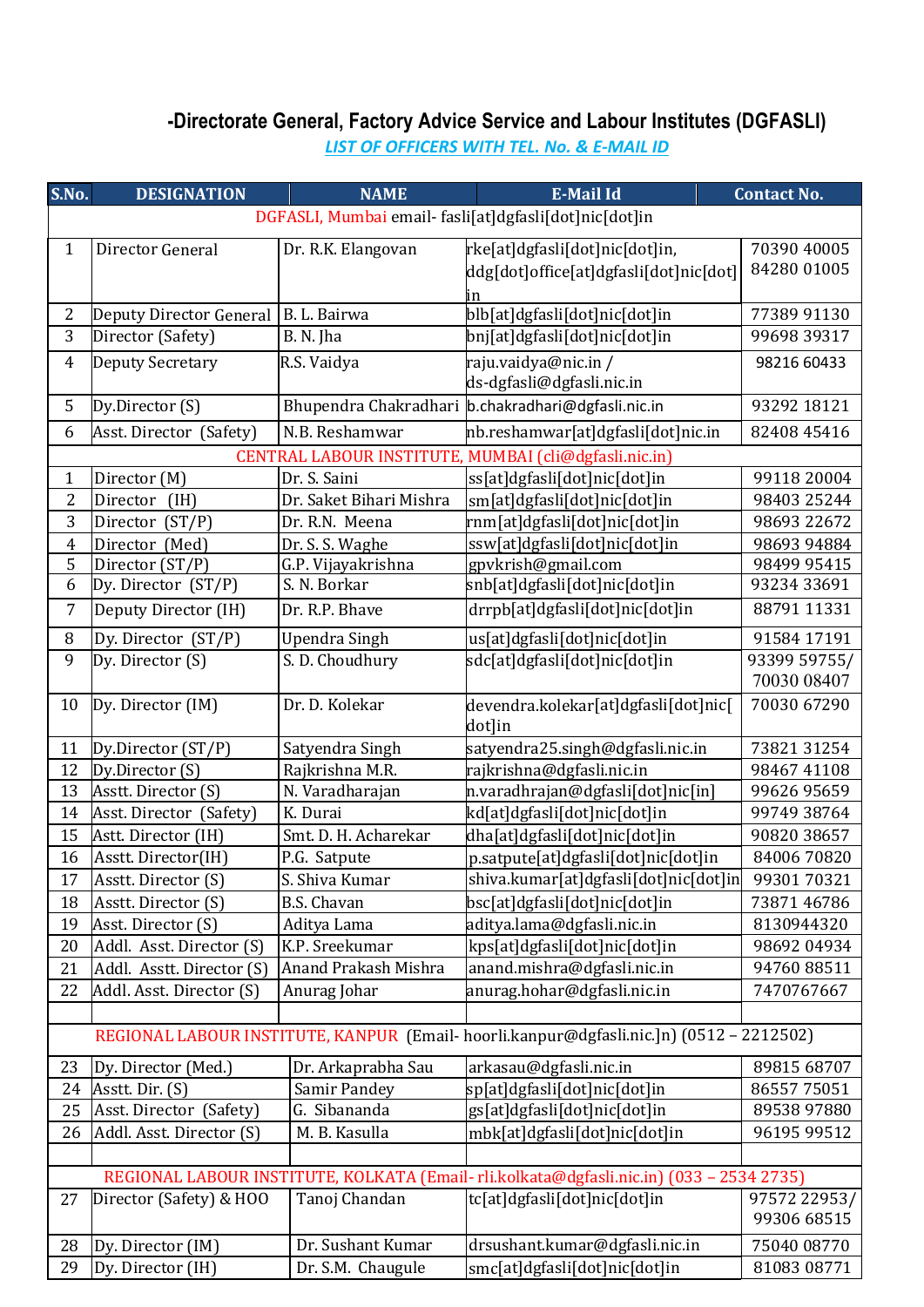# -Directorate General, Factory Advice Service and Labour Institutes (DGFASLI)

## *LIST OF OFFICERS WITH TEL. No. & E-MAIL ID*

| S.No. | DESIGNATION | NAME | E-Mail Id | Contact No. |
|---|---|---|---|---|
| DGFASLI, Mumbai email- fasli[at]dgfasli[dot]nic[dot]in | | | | |
| 1 | Director General | Dr. R.K. Elangovan | rke[at]dgfasli[dot]nic[dot]in, ddg[dot]office[at]dgfasli[dot]nic[dot]in | 70390 40005 84280 01005 |
| 2 | Deputy Director General | B. L. Bairwa | blb[at]dgfasli[dot]nic[dot]in | 77389 91130 |
| 3 | Director (Safety) | B. N. Jha | bnj[at]dgfasli[dot]nic[dot]in | 99698 39317 |
| 4 | Deputy Secretary | R.S. Vaidya | raju.vaidya@nic.in / ds-dgfasli@dgfasli.nic.in | 98216 60433 |
| 5 | Dy.Director (S) | Bhupendra Chakradhari | b.chakradhari@dgfasli.nic.in | 93292 18121 |
| 6 | Asst. Director (Safety) | N.B. Reshamwar | nb.reshamwar[at]dgfasli[dot]nic.in | 82408 45416 |
| CENTRAL LABOUR INSTITUTE, MUMBAI (cli@dgfasli.nic.in) | | | | |
| 1 | Director (M) | Dr. S. Saini | ss[at]dgfasli[dot]nic[dot]in | 99118 20004 |
| 2 | Director (IH) | Dr. Saket Bihari Mishra | sm[at]dgfasli[dot]nic[dot]in | 98403 25244 |
| 3 | Director (ST/P) | Dr. R.N. Meena | rnm[at]dgfasli[dot]nic[dot]in | 98693 22672 |
| 4 | Director (Med) | Dr. S. S. Waghe | ssw[at]dgfasli[dot]nic[dot]in | 98693 94884 |
| 5 | Director (ST/P) | G.P. Vijayakrishna | gpvkrish@gmail.com | 98499 95415 |
| 6 | Dy. Director (ST/P) | S. N. Borkar | snb[at]dgfasli[dot]nic[dot]in | 93234 33691 |
| 7 | Deputy Director (IH) | Dr. R.P. Bhave | drrpb[at]dgfasli[dot]nic[dot]in | 88791 11331 |
| 8 | Dy. Director (ST/P) | Upendra Singh | us[at]dgfasli[dot]nic[dot]in | 91584 17191 |
| 9 | Dy. Director (S) | S. D. Choudhury | sdc[at]dgfasli[dot]nic[dot]in | 93399 59755/ 70030 08407 |
| 10 | Dy. Director (IM) | Dr. D. Kolekar | devendra.kolekar[at]dgfasli[dot]nic[dot]in | 70030 67290 |
| 11 | Dy.Director (ST/P) | Satyendra Singh | satyendra25.singh@dgfasli.nic.in | 73821 31254 |
| 12 | Dy.Director (S) | Rajkrishna M.R. | rajkrishna@dgfasli.nic.in | 98467 41108 |
| 13 | Asstt. Director (S) | N. Varadharajan | n.varadhrajan@dgfasli[dot]nic[in] | 99626 95659 |
| 14 | Asst. Director (Safety) | K. Durai | kd[at]dgfasli[dot]nic[dot]in | 99749 38764 |
| 15 | Astt. Director (IH) | Smt. D. H. Acharekar | dha[at]dgfasli[dot]nic[dot]in | 90820 38657 |
| 16 | Asstt. Director(IH) | P.G. Satpute | p.satpute[at]dgfasli[dot]nic[dot]in | 84006 70820 |
| 17 | Asstt. Director (S) | S. Shiva Kumar | shiva.kumar[at]dgfasli[dot]nic[dot]in | 99301 70321 |
| 18 | Asstt. Director (S) | B.S. Chavan | bsc[at]dgfasli[dot]nic[dot]in | 73871 46786 |
| 19 | Asst. Director (S) | Aditya Lama | aditya.lama@dgfasli.nic.in | 8130944320 |
| 20 | Addl. Asst. Director (S) | K.P. Sreekumar | kps[at]dgfasli[dot]nic[dot]in | 98692 04934 |
| 21 | Addl. Asstt. Director (S) | Anand Prakash Mishra | anand.mishra@dgfasli.nic.in | 94760 88511 |
| 22 | Addl. Asst. Director (S) | Anurag Johar | anurag.hohar@dgfasli.nic.in | 7470767667 |
| | | | | |
| REGIONAL LABOUR INSTITUTE, KANPUR (Email- hoorli.kanpur@dgfasli.nic.]n) (0512 – 2212502) | | | | |
| 23 | Dy. Director (Med.) | Dr. Arkaprabha Sau | arkasau@dgfasli.nic.in | 89815 68707 |
| 24 | Asstt. Dir. (S) | Samir Pandey | sp[at]dgfasli[dot]nic[dot]in | 86557 75051 |
| 25 | Asst. Director (Safety) | G. Sibananda | gs[at]dgfasli[dot]nic[dot]in | 89538 97880 |
| 26 | Addl. Asst. Director (S) | M. B. Kasulla | mbk[at]dgfasli[dot]nic[dot]in | 96195 99512 |
| | | | | |
| REGIONAL LABOUR INSTITUTE, KOLKATA (Email- rli.kolkata@dgfasli.nic.in) (033 – 2534 2735) | | | | |
| 27 | Director (Safety) & HOO | Tanoj Chandan | tc[at]dgfasli[dot]nic[dot]in | 97572 22953/ 99306 68515 |
| 28 | Dy. Director (IM) | Dr. Sushant Kumar | drsushant.kumar@dgfasli.nic.in | 75040 08770 |
| 29 | Dy. Director (IH) | Dr. S.M. Chaugule | smc[at]dgfasli[dot]nic[dot]in | 81083 08771 |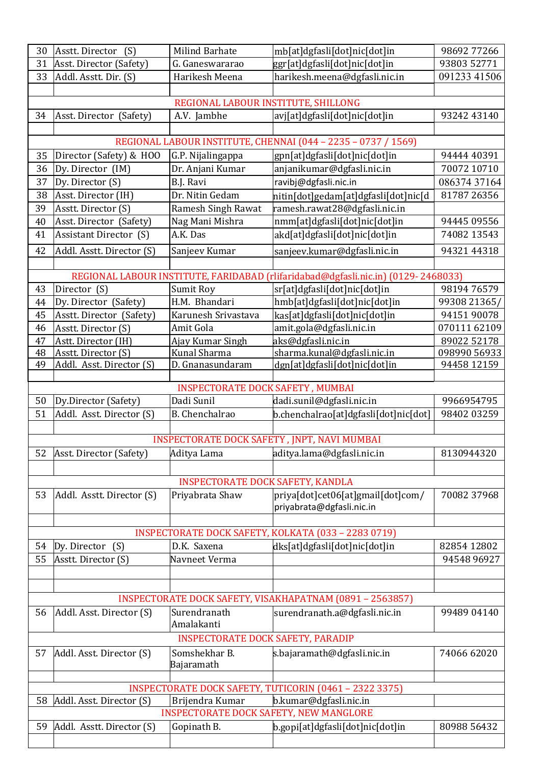| | | | | |
|---|---|---|---|---|
| 30 | Asstt. Director (S) | Milind Barhate | mb[at]dgfasli[dot]nic[dot]in | 98692 77266 |
| 31 | Asst. Director (Safety) | G. Ganeswararao | ggr[at]dgfasli[dot]nic[dot]in | 93803 52771 |
| 33 | Addl. Asstt. Dir. (S) | Harikesh Meena | harikesh.meena@dgfasli.nic.in | 091233 41506 |
| | | | | |
| REGIONAL LABOUR INSTITUTE, SHILLONG | | | | |
| 34 | Asst. Director (Safety) | A.V. Jambhe | avj[at]dgfasli[dot]nic[dot]in | 93242 43140 |
| | | | | |
| REGIONAL LABOUR INSTITUTE, CHENNAI (044 – 2235 – 0737 / 1569) | | | | |
| 35 | Director (Safety) & HOO | G.P. Nijalingappa | gpn[at]dgfasli[dot]nic[dot]in | 94444 40391 |
| 36 | Dy. Director (IM) | Dr. Anjani Kumar | anjanikumar@dgfasli.nic.in | 70072 10710 |
| 37 | Dy. Director (S) | B.J. Ravi | ravibj@dgfasli.nic.in | 086374 37164 |
| 38 | Asst. Director (IH) | Dr. Nitin Gedam | nitin[dot]gedam[at]dgfasli[dot]nic[d | 81787 26356 |
| 39 | Asstt. Director (S) | Ramesh Singh Rawat | ramesh.rawat28@dgfasli.nic.in | |
| 40 | Asst. Director (Safety) | Nag Mani Mishra | nmm[at]dgfasli[dot]nic[dot]in | 94445 09556 |
| 41 | Assistant Director (S) | A.K. Das | akd[at]dgfasli[dot]nic[dot]in | 74082 13543 |
| 42 | Addl. Asstt. Director (S) | Sanjeev Kumar | sanjeev.kumar@dgfasli.nic.in | 94321 44318 |
| | | | | |
| REGIONAL LABOUR INSTITUTE, FARIDABAD (rlifaridabad@dgfasli.nic.in) (0129- 2468033) | | | | |
| 43 | Director (S) | Sumit Roy | sr[at]dgfasli[dot]nic[dot]in | 98194 76579 |
| 44 | Dy. Director (Safety) | H.M. Bhandari | hmb[at]dgfasli[dot]nic[dot]in | 99308 21365/ |
| 45 | Asstt. Director (Safety) | Karunesh Srivastava | kas[at]dgfasli[dot]nic[dot]in | 94151 90078 |
| 46 | Asstt. Director (S) | Amit Gola | amit.gola@dgfasli.nic.in | 070111 62109 |
| 47 | Astt. Director (IH) | Ajay Kumar Singh | aks@dgfasli.nic.in | 89022 52178 |
| 48 | Asstt. Director (S) | Kunal Sharma | sharma.kunal@dgfasli.nic.in | 098990 56933 |
| 49 | Addl. Asst. Director (S) | D. Gnanasundaram | dgn[at]dgfasli[dot]nic[dot]in | 94458 12159 |
| | | | | |
| INSPECTORATE DOCK SAFETY , MUMBAI | | | | |
| 50 | Dy.Director (Safety) | Dadi Sunil | dadi.sunil@dgfasli.nic.in | 9966954795 |
| 51 | Addl. Asst. Director (S) | B. Chenchalrao | b.chenchalrao[at]dgfasli[dot]nic[dot] | 98402 03259 |
| | | | | |
| INSPECTORATE DOCK SAFETY , JNPT, NAVI MUMBAI | | | | |
| 52 | Asst. Director (Safety) | Aditya Lama | aditya.lama@dgfasli.nic.in | 8130944320 |
| | | | | |
| INSPECTORATE DOCK SAFETY, KANDLA | | | | |
| 53 | Addl. Asstt. Director (S) | Priyabrata Shaw | priya[dot]cet06[at]gmail[dot]com/ priyabrata@dgfasli.nic.in | 70082 37968 |
| | | | | |
| INSPECTORATE DOCK SAFETY, KOLKATA (033 – 2283 0719) | | | | |
| 54 | Dy. Director (S) | D.K. Saxena | dks[at]dgfasli[dot]nic[dot]in | 82854 12802 |
| 55 | Asstt. Director (S) | Navneet Verma | | 94548 96927 |
| | | | | |
| | | | | |
| INSPECTORATE DOCK SAFETY, VISAKHAPATNAM (0891 – 2563857) | | | | |
| 56 | Addl. Asst. Director (S) | Surendranath Amalakanti | surendranath.a@dgfasli.nic.in | 99489 04140 |
| INSPECTORATE DOCK SAFETY, PARADIP | | | | |
| 57 | Addl. Asst. Director (S) | Somshekhar B. Bajaramath | s.bajaramath@dgfasli.nic.in | 74066 62020 |
| | | | | |
| INSPECTORATE DOCK SAFETY, TUTICORIN (0461 – 2322 3375) | | | | |
| 58 | Addl. Asst. Director (S) | Brijendra Kumar | b.kumar@dgfasli.nic.in | |
| INSPECTORATE DOCK SAFETY, NEW MANGLORE | | | | |
| 59 | Addl. Asstt. Director (S) | Gopinath B. | b.gopi[at]dgfasli[dot]nic[dot]in | 80988 56432 |
| | | | | |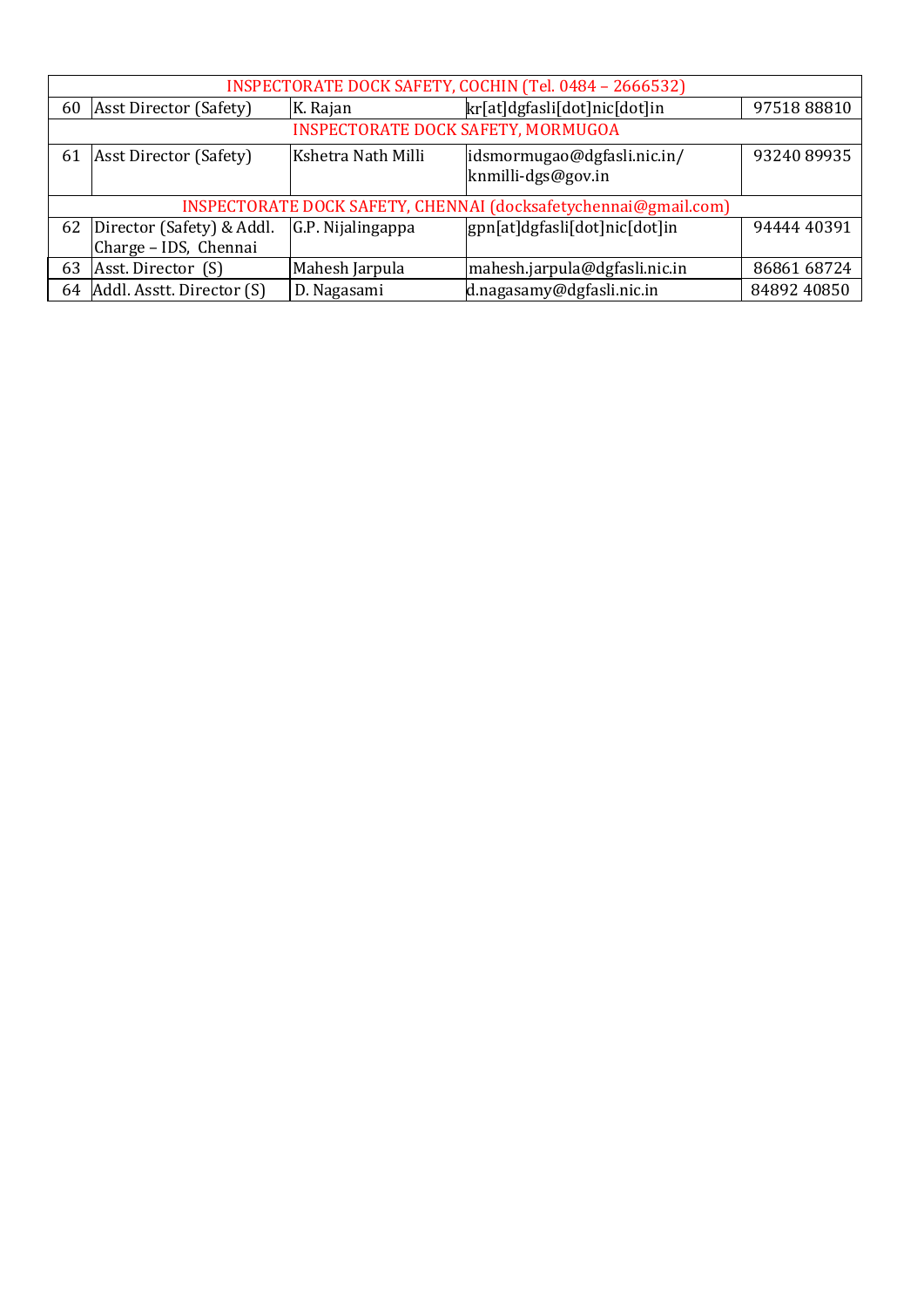| | | | | |
|---|---|---|---|---|
| INSPECTORATE DOCK SAFETY, COCHIN (Tel. 0484 – 2666532) | | | | |
| 60 | Asst Director (Safety) | K. Rajan | kr[at]dgfasli[dot]nic[dot]in | 97518 88810 |
| INSPECTORATE DOCK SAFETY, MORMUGOA | | | | |
| 61 | Asst Director (Safety) | Kshetra Nath Milli | idsmormugao@dgfasli.nic.in/ knmilli-dgs@gov.in | 93240 89935 |
| INSPECTORATE DOCK SAFETY, CHENNAI (docksafetychennai@gmail.com) | | | | |
| 62 | Director (Safety) & Addl. Charge – IDS, Chennai | G.P. Nijalingappa | gpn[at]dgfasli[dot]nic[dot]in | 94444 40391 |
| 63 | Asst. Director (S) | Mahesh Jarpula | mahesh.jarpula@dgfasli.nic.in | 86861 68724 |
| 64 | Addl. Asstt. Director (S) | D. Nagasami | d.nagasamy@dgfasli.nic.in | 84892 40850 |